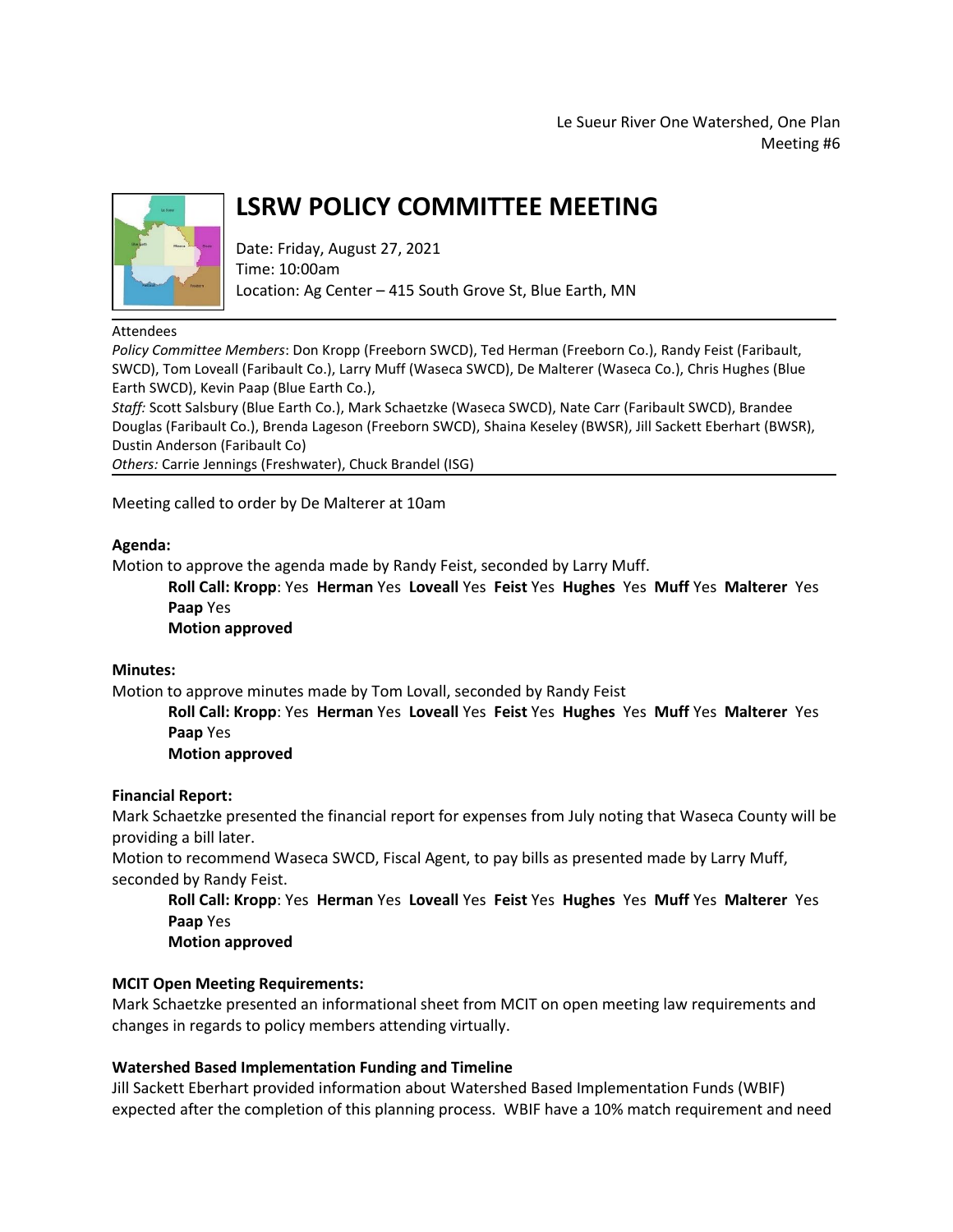Le Sueur River One Watershed, One Plan
Meeting #6

# LSRW POLICY COMMITTEE MEETING

Date: Friday, August 27, 2021
Time: 10:00am
Location: Ag Center – 415 South Grove St, Blue Earth, MN

Attendees
*Policy Committee Members*: Don Kropp (Freeborn SWCD), Ted Herman (Freeborn Co.), Randy Feist (Faribault, SWCD), Tom Loveall (Faribault Co.), Larry Muff (Waseca SWCD), De Malterer (Waseca Co.), Chris Hughes (Blue Earth SWCD), Kevin Paap (Blue Earth Co.),
*Staff:* Scott Salsbury (Blue Earth Co.), Mark Schaetzke (Waseca SWCD), Nate Carr (Faribault SWCD), Brandee Douglas (Faribault Co.), Brenda Lageson (Freeborn SWCD), Shaina Keseley (BWSR), Jill Sackett Eberhart (BWSR), Dustin Anderson (Faribault Co)
*Others:* Carrie Jennings (Freshwater), Chuck Brandel (ISG)

Meeting called to order by De Malterer at 10am

**Agenda:**
Motion to approve the agenda made by Randy Feist, seconded by Larry Muff.

> **Roll Call: Kropp**: Yes **Herman** Yes **Loveall** Yes **Feist** Yes **Hughes** Yes **Muff** Yes **Malterer** Yes **Paap** Yes
> **Motion approved**

**Minutes:**
Motion to approve minutes made by Tom Lovall, seconded by Randy Feist

> **Roll Call: Kropp**: Yes **Herman** Yes **Loveall** Yes **Feist** Yes **Hughes** Yes **Muff** Yes **Malterer** Yes **Paap** Yes
> **Motion approved**

**Financial Report:**
Mark Schaetzke presented the financial report for expenses from July noting that Waseca County will be providing a bill later.
Motion to recommend Waseca SWCD, Fiscal Agent, to pay bills as presented made by Larry Muff, seconded by Randy Feist.

> **Roll Call: Kropp**: Yes **Herman** Yes **Loveall** Yes **Feist** Yes **Hughes** Yes **Muff** Yes **Malterer** Yes **Paap** Yes
> **Motion approved**

**MCIT Open Meeting Requirements:**
Mark Schaetzke presented an informational sheet from MCIT on open meeting law requirements and changes in regards to policy members attending virtually.

**Watershed Based Implementation Funding and Timeline**
Jill Sackett Eberhart provided information about Watershed Based Implementation Funds (WBIF) expected after the completion of this planning process. WBIF have a 10% match requirement and need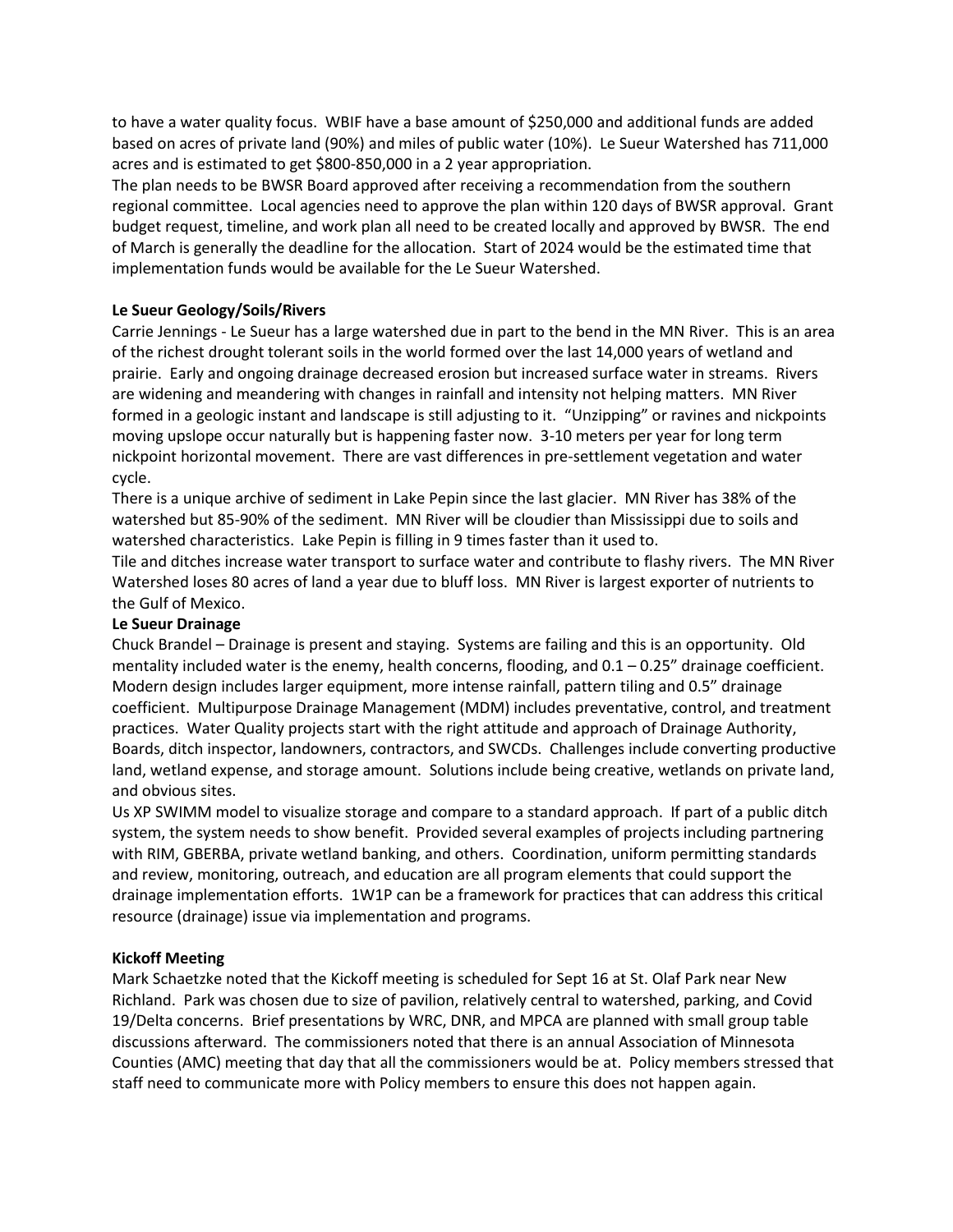to have a water quality focus. WBIF have a base amount of $250,000 and additional funds are added based on acres of private land (90%) and miles of public water (10%). Le Sueur Watershed has 711,000 acres and is estimated to get $800-850,000 in a 2 year appropriation.

The plan needs to be BWSR Board approved after receiving a recommendation from the southern regional committee. Local agencies need to approve the plan within 120 days of BWSR approval. Grant budget request, timeline, and work plan all need to be created locally and approved by BWSR. The end of March is generally the deadline for the allocation. Start of 2024 would be the estimated time that implementation funds would be available for the Le Sueur Watershed.

**Le Sueur Geology/Soils/Rivers**

Carrie Jennings - Le Sueur has a large watershed due in part to the bend in the MN River. This is an area of the richest drought tolerant soils in the world formed over the last 14,000 years of wetland and prairie. Early and ongoing drainage decreased erosion but increased surface water in streams. Rivers are widening and meandering with changes in rainfall and intensity not helping matters. MN River formed in a geologic instant and landscape is still adjusting to it. "Unzipping" or ravines and nickpoints moving upslope occur naturally but is happening faster now. 3-10 meters per year for long term nickpoint horizontal movement. There are vast differences in pre-settlement vegetation and water cycle.

There is a unique archive of sediment in Lake Pepin since the last glacier. MN River has 38% of the watershed but 85-90% of the sediment. MN River will be cloudier than Mississippi due to soils and watershed characteristics. Lake Pepin is filling in 9 times faster than it used to.

Tile and ditches increase water transport to surface water and contribute to flashy rivers. The MN River Watershed loses 80 acres of land a year due to bluff loss. MN River is largest exporter of nutrients to the Gulf of Mexico.

**Le Sueur Drainage**

Chuck Brandel – Drainage is present and staying. Systems are failing and this is an opportunity. Old mentality included water is the enemy, health concerns, flooding, and 0.1 – 0.25" drainage coefficient. Modern design includes larger equipment, more intense rainfall, pattern tiling and 0.5" drainage coefficient. Multipurpose Drainage Management (MDM) includes preventative, control, and treatment practices. Water Quality projects start with the right attitude and approach of Drainage Authority, Boards, ditch inspector, landowners, contractors, and SWCDs. Challenges include converting productive land, wetland expense, and storage amount. Solutions include being creative, wetlands on private land, and obvious sites.

Us XP SWIMM model to visualize storage and compare to a standard approach. If part of a public ditch system, the system needs to show benefit. Provided several examples of projects including partnering with RIM, GBERBA, private wetland banking, and others. Coordination, uniform permitting standards and review, monitoring, outreach, and education are all program elements that could support the drainage implementation efforts. 1W1P can be a framework for practices that can address this critical resource (drainage) issue via implementation and programs.

**Kickoff Meeting**

Mark Schaetzke noted that the Kickoff meeting is scheduled for Sept 16 at St. Olaf Park near New Richland. Park was chosen due to size of pavilion, relatively central to watershed, parking, and Covid 19/Delta concerns. Brief presentations by WRC, DNR, and MPCA are planned with small group table discussions afterward. The commissioners noted that there is an annual Association of Minnesota Counties (AMC) meeting that day that all the commissioners would be at. Policy members stressed that staff need to communicate more with Policy members to ensure this does not happen again.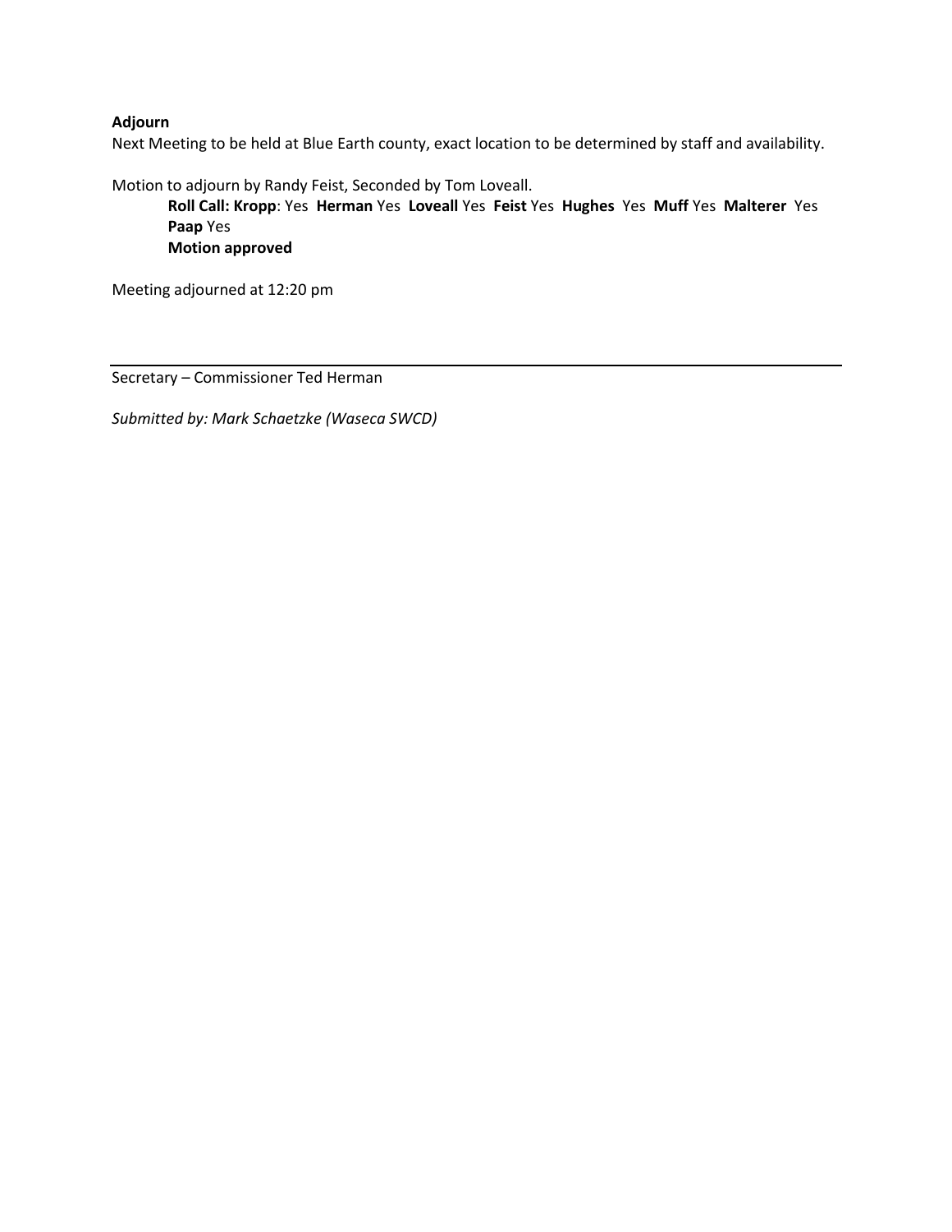**Adjourn**

Next Meeting to be held at Blue Earth county, exact location to be determined by staff and availability.

Motion to adjourn by Randy Feist, Seconded by Tom Loveall.

> **Roll Call: Kropp**: Yes **Herman** Yes **Loveall** Yes **Feist** Yes **Hughes** Yes **Muff** Yes **Malterer** Yes **Paap** Yes
> **Motion approved**

Meeting adjourned at 12:20 pm

---

Secretary – Commissioner Ted Herman

*Submitted by: Mark Schaetzke (Waseca SWCD)*